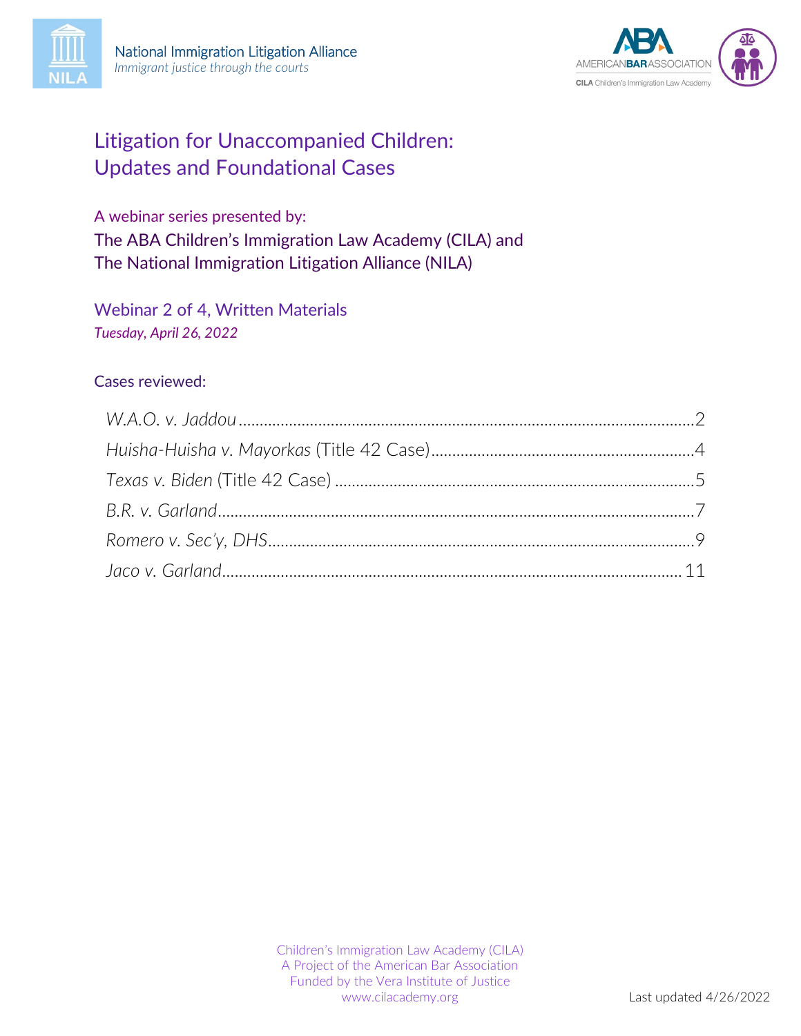National Immigration Litigation Alliance
*Immigrant justice through the courts*

AMERICANBARASSOCIATION
CILA Children's Immigration Law Academy

# Litigation for Unaccompanied Children: Updates and Foundational Cases

A webinar series presented by:
The ABA Children's Immigration Law Academy (CILA) and
The National Immigration Litigation Alliance (NILA)

## Webinar 2 of 4, Written Materials

*Tuesday, April 26, 2022*

Cases reviewed:

| | |
|---|---|
| *W.A.O. v. Jaddou* | 2 |
| *Huisha-Huisha v. Mayorkas* (Title 42 Case) | 4 |
| *Texas v. Biden* (Title 42 Case) | 5 |
| *B.R. v. Garland* | 7 |
| *Romero v. Sec'y, DHS* | 9 |
| *Jaco v. Garland* | 11 |

Children's Immigration Law Academy (CILA)
A Project of the American Bar Association
Funded by the Vera Institute of Justice
www.cilacademy.org

Last updated 4/26/2022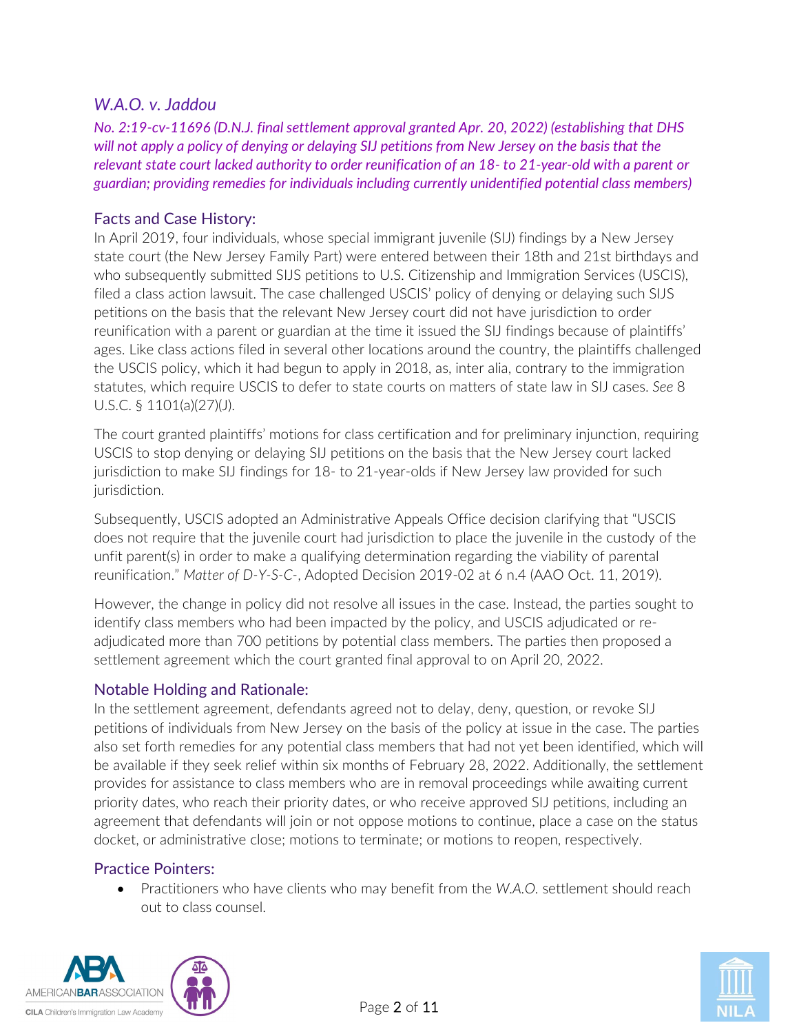## *W.A.O. v. Jaddou*

***No. 2:19-cv-11696 (D.N.J. final settlement approval granted Apr. 20, 2022) (establishing that DHS will not apply a policy of denying or delaying SIJ petitions from New Jersey on the basis that the relevant state court lacked authority to order reunification of an 18- to 21-year-old with a parent or guardian; providing remedies for individuals including currently unidentified potential class members)***

### Facts and Case History:

In April 2019, four individuals, whose special immigrant juvenile (SIJ) findings by a New Jersey state court (the New Jersey Family Part) were entered between their 18th and 21st birthdays and who subsequently submitted SIJS petitions to U.S. Citizenship and Immigration Services (USCIS), filed a class action lawsuit. The case challenged USCIS' policy of denying or delaying such SIJS petitions on the basis that the relevant New Jersey court did not have jurisdiction to order reunification with a parent or guardian at the time it issued the SIJ findings because of plaintiffs' ages. Like class actions filed in several other locations around the country, the plaintiffs challenged the USCIS policy, which it had begun to apply in 2018, as, inter alia, contrary to the immigration statutes, which require USCIS to defer to state courts on matters of state law in SIJ cases. *See* 8 U.S.C. § 1101(a)(27)(J).

The court granted plaintiffs' motions for class certification and for preliminary injunction, requiring USCIS to stop denying or delaying SIJ petitions on the basis that the New Jersey court lacked jurisdiction to make SIJ findings for 18- to 21-year-olds if New Jersey law provided for such jurisdiction.

Subsequently, USCIS adopted an Administrative Appeals Office decision clarifying that "USCIS does not require that the juvenile court had jurisdiction to place the juvenile in the custody of the unfit parent(s) in order to make a qualifying determination regarding the viability of parental reunification." *Matter of D-Y-S-C-*, Adopted Decision 2019-02 at 6 n.4 (AAO Oct. 11, 2019).

However, the change in policy did not resolve all issues in the case. Instead, the parties sought to identify class members who had been impacted by the policy, and USCIS adjudicated or re-adjudicated more than 700 petitions by potential class members. The parties then proposed a settlement agreement which the court granted final approval to on April 20, 2022.

### Notable Holding and Rationale:

In the settlement agreement, defendants agreed not to delay, deny, question, or revoke SIJ petitions of individuals from New Jersey on the basis of the policy at issue in the case. The parties also set forth remedies for any potential class members that had not yet been identified, which will be available if they seek relief within six months of February 28, 2022. Additionally, the settlement provides for assistance to class members who are in removal proceedings while awaiting current priority dates, who reach their priority dates, or who receive approved SIJ petitions, including an agreement that defendants will join or not oppose motions to continue, place a case on the status docket, or administrative close; motions to terminate; or motions to reopen, respectively.

### Practice Pointers:

- Practitioners who have clients who may benefit from the *W.A.O.* settlement should reach out to class counsel.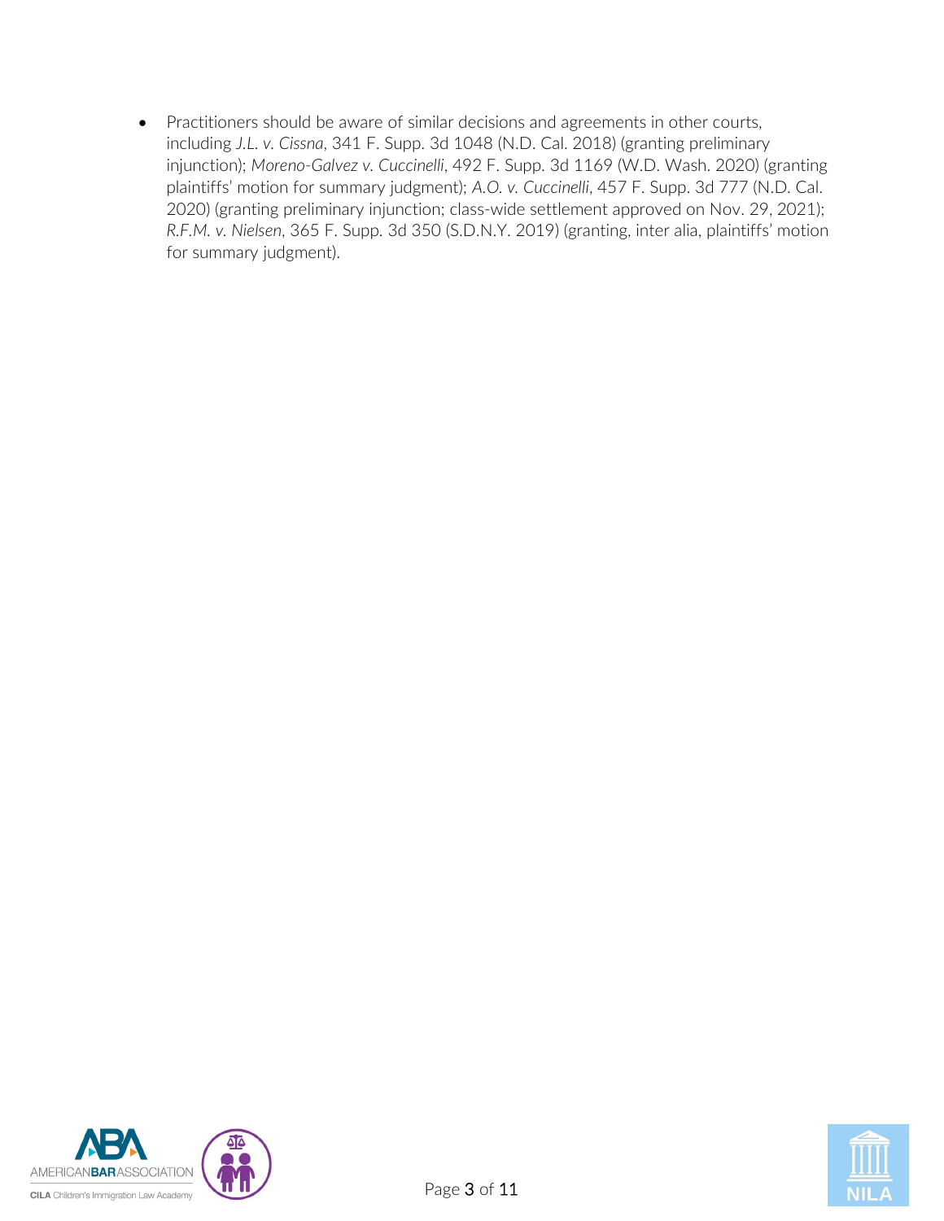- Practitioners should be aware of similar decisions and agreements in other courts, including *J.L. v. Cissna*, 341 F. Supp. 3d 1048 (N.D. Cal. 2018) (granting preliminary injunction); *Moreno-Galvez v. Cuccinelli*, 492 F. Supp. 3d 1169 (W.D. Wash. 2020) (granting plaintiffs' motion for summary judgment); *A.O. v. Cuccinelli*, 457 F. Supp. 3d 777 (N.D. Cal. 2020) (granting preliminary injunction; class-wide settlement approved on Nov. 29, 2021); *R.F.M. v. Nielsen*, 365 F. Supp. 3d 350 (S.D.N.Y. 2019) (granting, inter alia, plaintiffs' motion for summary judgment).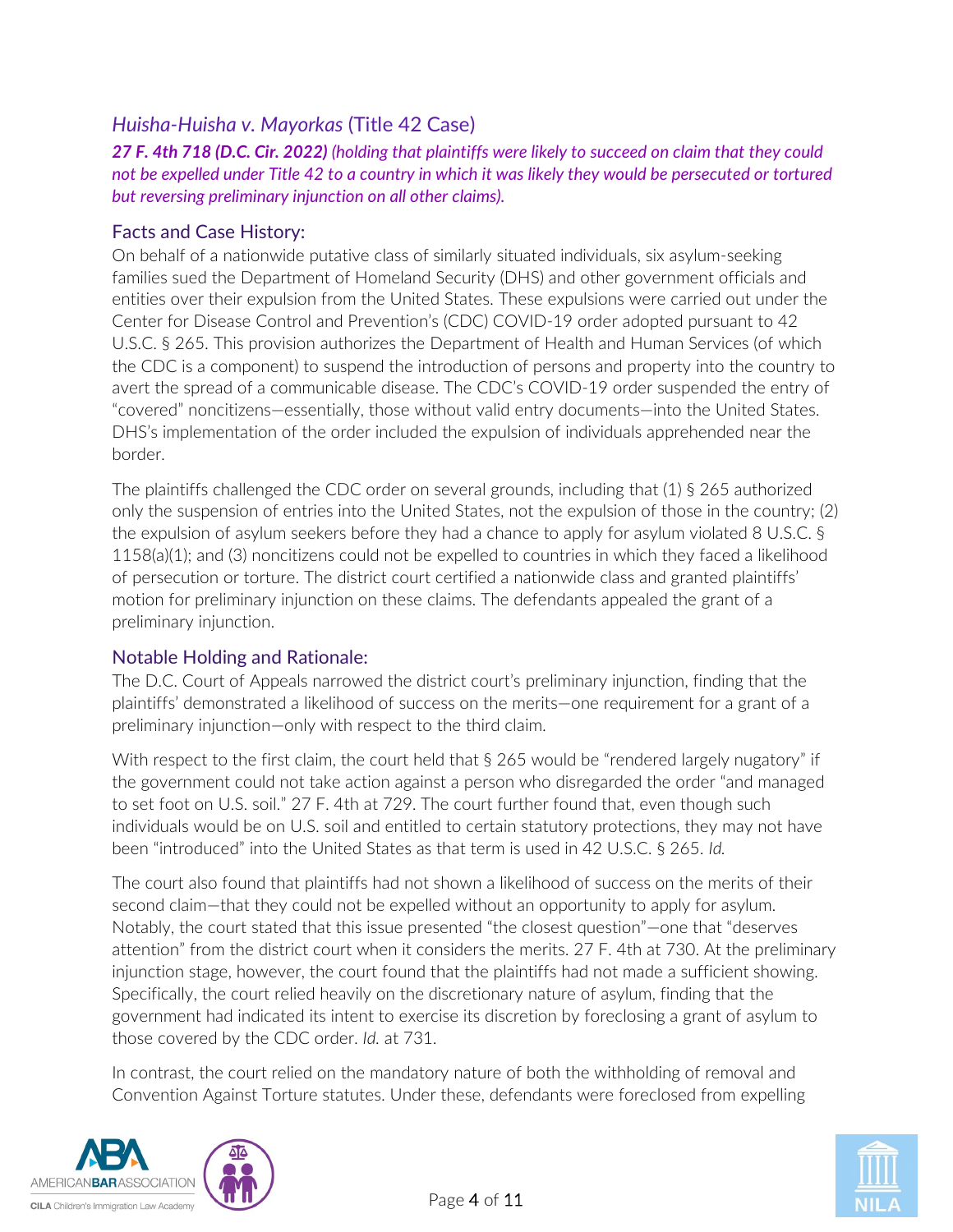## *Huisha-Huisha v. Mayorkas* (Title 42 Case)

***27 F. 4th 718 (D.C. Cir. 2022) (holding that plaintiffs were likely to succeed on claim that they could not be expelled under Title 42 to a country in which it was likely they would be persecuted or tortured but reversing preliminary injunction on all other claims).***

### Facts and Case History:

On behalf of a nationwide putative class of similarly situated individuals, six asylum-seeking families sued the Department of Homeland Security (DHS) and other government officials and entities over their expulsion from the United States. These expulsions were carried out under the Center for Disease Control and Prevention's (CDC) COVID-19 order adopted pursuant to 42 U.S.C. § 265. This provision authorizes the Department of Health and Human Services (of which the CDC is a component) to suspend the introduction of persons and property into the country to avert the spread of a communicable disease. The CDC's COVID-19 order suspended the entry of "covered" noncitizens—essentially, those without valid entry documents—into the United States. DHS's implementation of the order included the expulsion of individuals apprehended near the border.

The plaintiffs challenged the CDC order on several grounds, including that (1) § 265 authorized only the suspension of entries into the United States, not the expulsion of those in the country; (2) the expulsion of asylum seekers before they had a chance to apply for asylum violated 8 U.S.C. § 1158(a)(1); and (3) noncitizens could not be expelled to countries in which they faced a likelihood of persecution or torture. The district court certified a nationwide class and granted plaintiffs' motion for preliminary injunction on these claims. The defendants appealed the grant of a preliminary injunction.

### Notable Holding and Rationale:

The D.C. Court of Appeals narrowed the district court's preliminary injunction, finding that the plaintiffs' demonstrated a likelihood of success on the merits—one requirement for a grant of a preliminary injunction—only with respect to the third claim.

With respect to the first claim, the court held that § 265 would be "rendered largely nugatory" if the government could not take action against a person who disregarded the order "and managed to set foot on U.S. soil." 27 F. 4th at 729. The court further found that, even though such individuals would be on U.S. soil and entitled to certain statutory protections, they may not have been "introduced" into the United States as that term is used in 42 U.S.C. § 265. *Id.*

The court also found that plaintiffs had not shown a likelihood of success on the merits of their second claim—that they could not be expelled without an opportunity to apply for asylum. Notably, the court stated that this issue presented "the closest question"—one that "deserves attention" from the district court when it considers the merits. 27 F. 4th at 730. At the preliminary injunction stage, however, the court found that the plaintiffs had not made a sufficient showing. Specifically, the court relied heavily on the discretionary nature of asylum, finding that the government had indicated its intent to exercise its discretion by foreclosing a grant of asylum to those covered by the CDC order. *Id.* at 731.

In contrast, the court relied on the mandatory nature of both the withholding of removal and Convention Against Torture statutes. Under these, defendants were foreclosed from expelling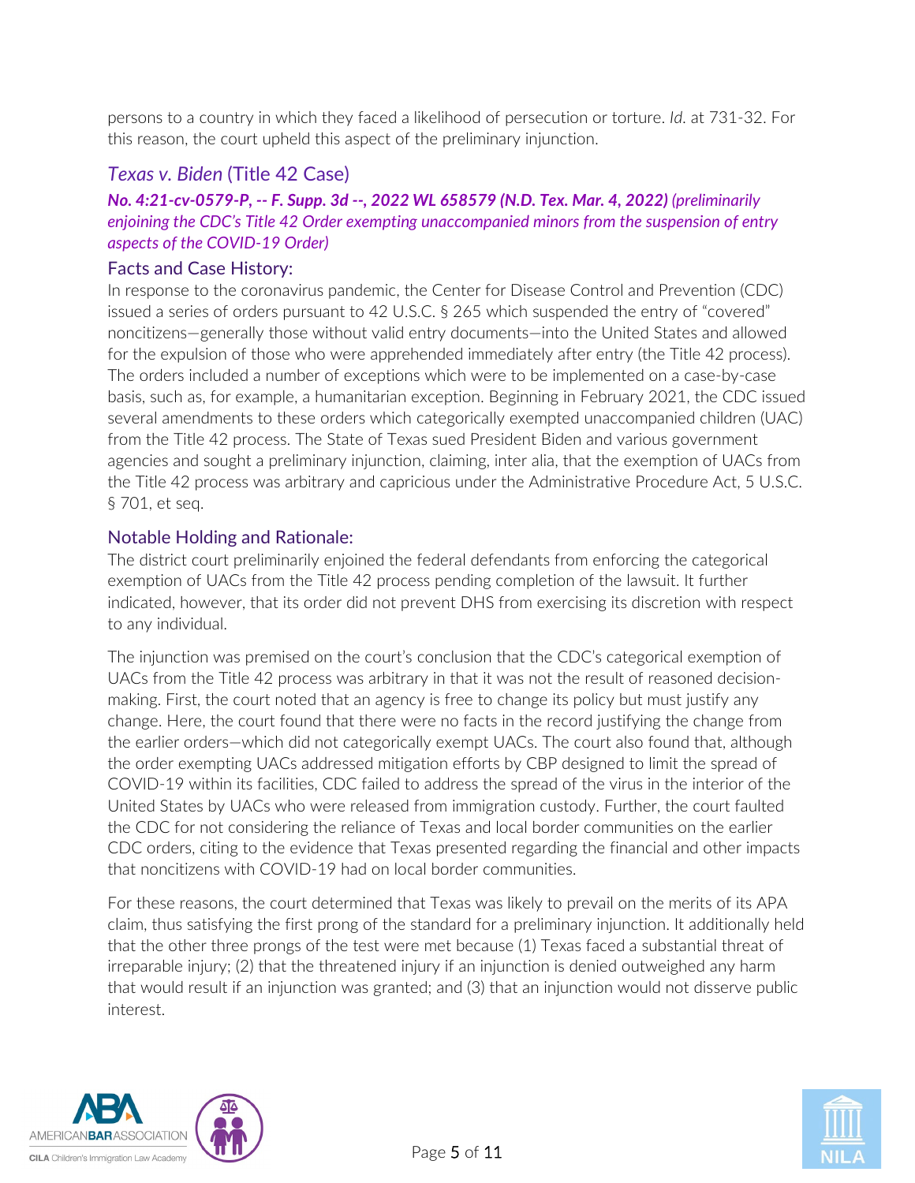persons to a country in which they faced a likelihood of persecution or torture. *Id.* at 731-32. For this reason, the court upheld this aspect of the preliminary injunction.

## *Texas v. Biden* (Title 42 Case)

***No. 4:21-cv-0579-P, -- F. Supp. 3d --, 2022 WL 658579 (N.D. Tex. Mar. 4, 2022)*** *(preliminarily enjoining the CDC's Title 42 Order exempting unaccompanied minors from the suspension of entry aspects of the COVID-19 Order)*

### Facts and Case History:

In response to the coronavirus pandemic, the Center for Disease Control and Prevention (CDC) issued a series of orders pursuant to 42 U.S.C. § 265 which suspended the entry of "covered" noncitizens—generally those without valid entry documents—into the United States and allowed for the expulsion of those who were apprehended immediately after entry (the Title 42 process). The orders included a number of exceptions which were to be implemented on a case-by-case basis, such as, for example, a humanitarian exception. Beginning in February 2021, the CDC issued several amendments to these orders which categorically exempted unaccompanied children (UAC) from the Title 42 process. The State of Texas sued President Biden and various government agencies and sought a preliminary injunction, claiming, inter alia, that the exemption of UACs from the Title 42 process was arbitrary and capricious under the Administrative Procedure Act, 5 U.S.C. § 701, et seq.

### Notable Holding and Rationale:

The district court preliminarily enjoined the federal defendants from enforcing the categorical exemption of UACs from the Title 42 process pending completion of the lawsuit. It further indicated, however, that its order did not prevent DHS from exercising its discretion with respect to any individual.

The injunction was premised on the court's conclusion that the CDC's categorical exemption of UACs from the Title 42 process was arbitrary in that it was not the result of reasoned decision-making. First, the court noted that an agency is free to change its policy but must justify any change. Here, the court found that there were no facts in the record justifying the change from the earlier orders—which did not categorically exempt UACs. The court also found that, although the order exempting UACs addressed mitigation efforts by CBP designed to limit the spread of COVID-19 within its facilities, CDC failed to address the spread of the virus in the interior of the United States by UACs who were released from immigration custody. Further, the court faulted the CDC for not considering the reliance of Texas and local border communities on the earlier CDC orders, citing to the evidence that Texas presented regarding the financial and other impacts that noncitizens with COVID-19 had on local border communities.

For these reasons, the court determined that Texas was likely to prevail on the merits of its APA claim, thus satisfying the first prong of the standard for a preliminary injunction. It additionally held that the other three prongs of the test were met because (1) Texas faced a substantial threat of irreparable injury; (2) that the threatened injury if an injunction is denied outweighed any harm that would result if an injunction was granted; and (3) that an injunction would not disserve public interest.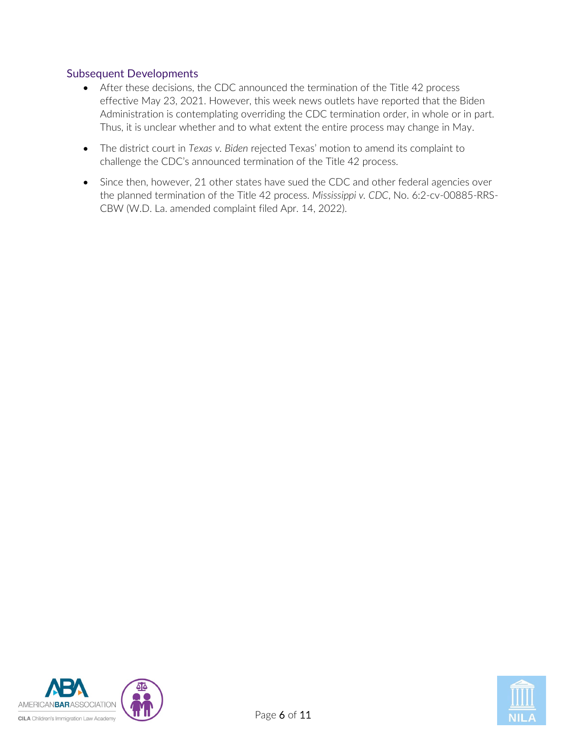## Subsequent Developments

- After these decisions, the CDC announced the termination of the Title 42 process effective May 23, 2021. However, this week news outlets have reported that the Biden Administration is contemplating overriding the CDC termination order, in whole or in part. Thus, it is unclear whether and to what extent the entire process may change in May.
- The district court in *Texas v. Biden* rejected Texas' motion to amend its complaint to challenge the CDC's announced termination of the Title 42 process.
- Since then, however, 21 other states have sued the CDC and other federal agencies over the planned termination of the Title 42 process. *Mississippi v. CDC*, No. 6:2-cv-00885-RRS-CBW (W.D. La. amended complaint filed Apr. 14, 2022).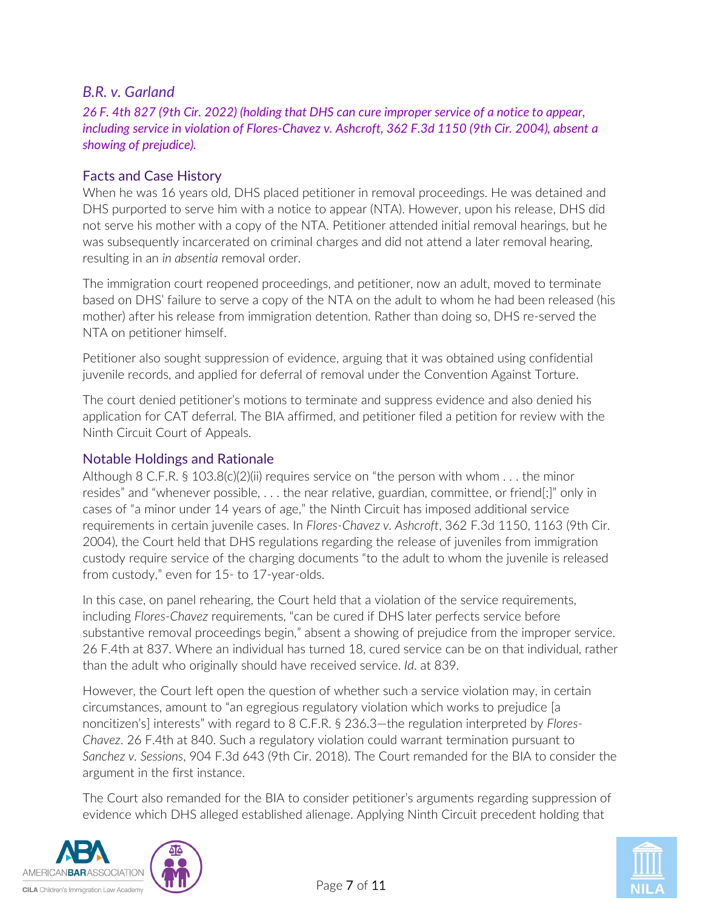## *B.R. v. Garland*

*26 F. 4th 827 (9th Cir. 2022) (holding that DHS can cure improper service of a notice to appear, including service in violation of Flores-Chavez v. Ashcroft, 362 F.3d 1150 (9th Cir. 2004), absent a showing of prejudice).*

### Facts and Case History

When he was 16 years old, DHS placed petitioner in removal proceedings. He was detained and DHS purported to serve him with a notice to appear (NTA). However, upon his release, DHS did not serve his mother with a copy of the NTA. Petitioner attended initial removal hearings, but he was subsequently incarcerated on criminal charges and did not attend a later removal hearing, resulting in an *in absentia* removal order.

The immigration court reopened proceedings, and petitioner, now an adult, moved to terminate based on DHS' failure to serve a copy of the NTA on the adult to whom he had been released (his mother) after his release from immigration detention. Rather than doing so, DHS re-served the NTA on petitioner himself.

Petitioner also sought suppression of evidence, arguing that it was obtained using confidential juvenile records, and applied for deferral of removal under the Convention Against Torture.

The court denied petitioner's motions to terminate and suppress evidence and also denied his application for CAT deferral. The BIA affirmed, and petitioner filed a petition for review with the Ninth Circuit Court of Appeals.

### Notable Holdings and Rationale

Although 8 C.F.R. § 103.8(c)(2)(ii) requires service on "the person with whom . . . the minor resides" and "whenever possible, . . . the near relative, guardian, committee, or friend[;]" only in cases of "a minor under 14 years of age," the Ninth Circuit has imposed additional service requirements in certain juvenile cases. In *Flores-Chavez v. Ashcroft*, 362 F.3d 1150, 1163 (9th Cir. 2004), the Court held that DHS regulations regarding the release of juveniles from immigration custody require service of the charging documents "to the adult to whom the juvenile is released from custody," even for 15- to 17-year-olds.

In this case, on panel rehearing, the Court held that a violation of the service requirements, including *Flores-Chavez* requirements, "can be cured if DHS later perfects service before substantive removal proceedings begin," absent a showing of prejudice from the improper service. 26 F.4th at 837. Where an individual has turned 18, cured service can be on that individual, rather than the adult who originally should have received service. *Id*. at 839.

However, the Court left open the question of whether such a service violation may, in certain circumstances, amount to "an egregious regulatory violation which works to prejudice [a noncitizen's] interests" with regard to 8 C.F.R. § 236.3—the regulation interpreted by *Flores-Chavez*. 26 F.4th at 840. Such a regulatory violation could warrant termination pursuant to *Sanchez v. Sessions*, 904 F.3d 643 (9th Cir. 2018). The Court remanded for the BIA to consider the argument in the first instance.

The Court also remanded for the BIA to consider petitioner's arguments regarding suppression of evidence which DHS alleged established alienage. Applying Ninth Circuit precedent holding that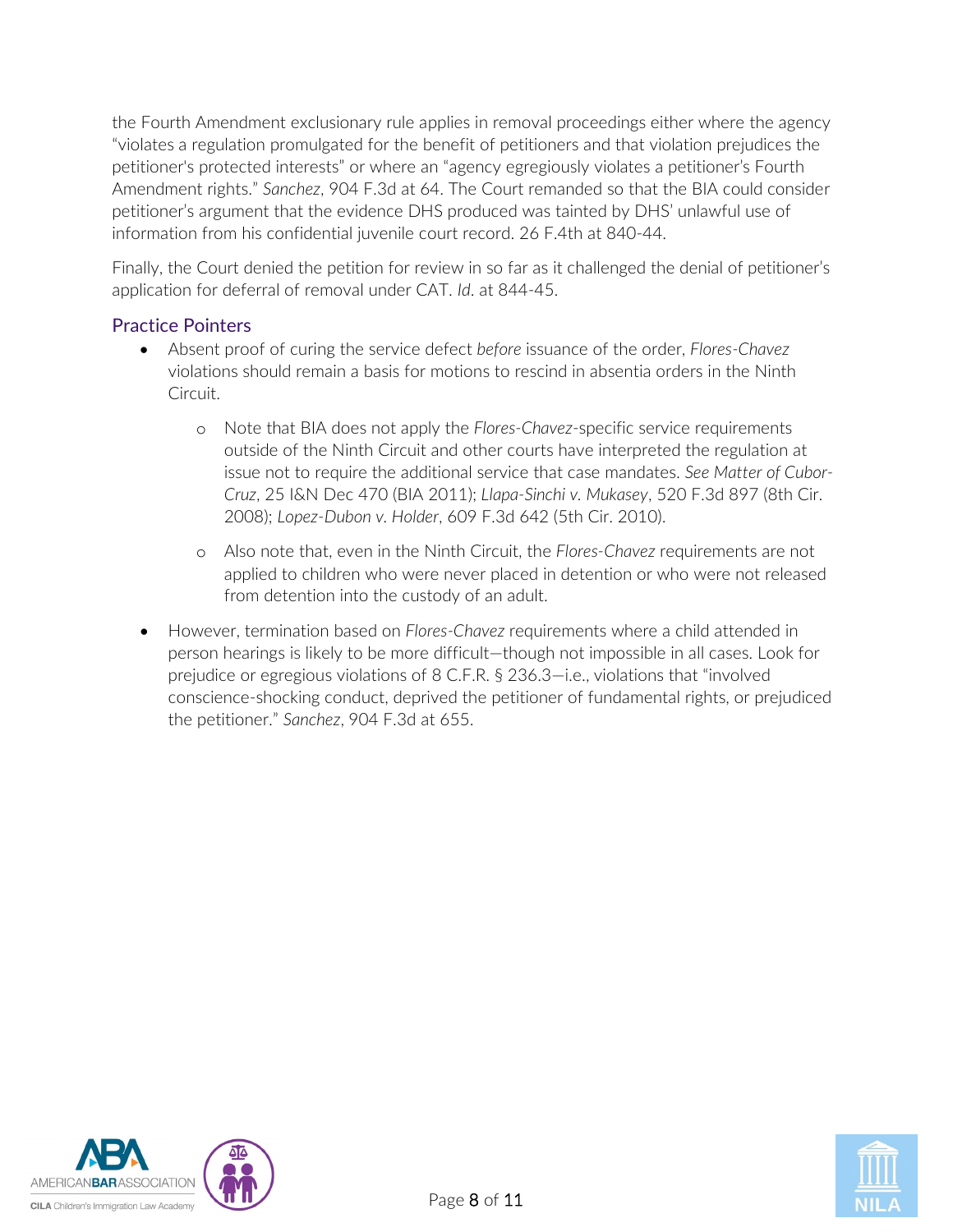the Fourth Amendment exclusionary rule applies in removal proceedings either where the agency "violates a regulation promulgated for the benefit of petitioners and that violation prejudices the petitioner's protected interests" or where an "agency egregiously violates a petitioner's Fourth Amendment rights." *Sanchez*, 904 F.3d at 64. The Court remanded so that the BIA could consider petitioner's argument that the evidence DHS produced was tainted by DHS' unlawful use of information from his confidential juvenile court record. 26 F.4th at 840-44.

Finally, the Court denied the petition for review in so far as it challenged the denial of petitioner's application for deferral of removal under CAT. *Id*. at 844-45.

### Practice Pointers

- Absent proof of curing the service defect *before* issuance of the order, *Flores-Chavez* violations should remain a basis for motions to rescind in absentia orders in the Ninth Circuit.
    - Note that BIA does not apply the *Flores-Chavez*-specific service requirements outside of the Ninth Circuit and other courts have interpreted the regulation at issue not to require the additional service that case mandates. *See Matter of Cubor-Cruz*, 25 I&N Dec 470 (BIA 2011); *Llapa-Sinchi v. Mukasey*, 520 F.3d 897 (8th Cir. 2008); *Lopez-Dubon v. Holder*, 609 F.3d 642 (5th Cir. 2010).
    - Also note that, even in the Ninth Circuit, the *Flores-Chavez* requirements are not applied to children who were never placed in detention or who were not released from detention into the custody of an adult.
- However, termination based on *Flores-Chavez* requirements where a child attended in person hearings is likely to be more difficult—though not impossible in all cases. Look for prejudice or egregious violations of 8 C.F.R. § 236.3—i.e., violations that "involved conscience-shocking conduct, deprived the petitioner of fundamental rights, or prejudiced the petitioner." *Sanchez*, 904 F.3d at 655.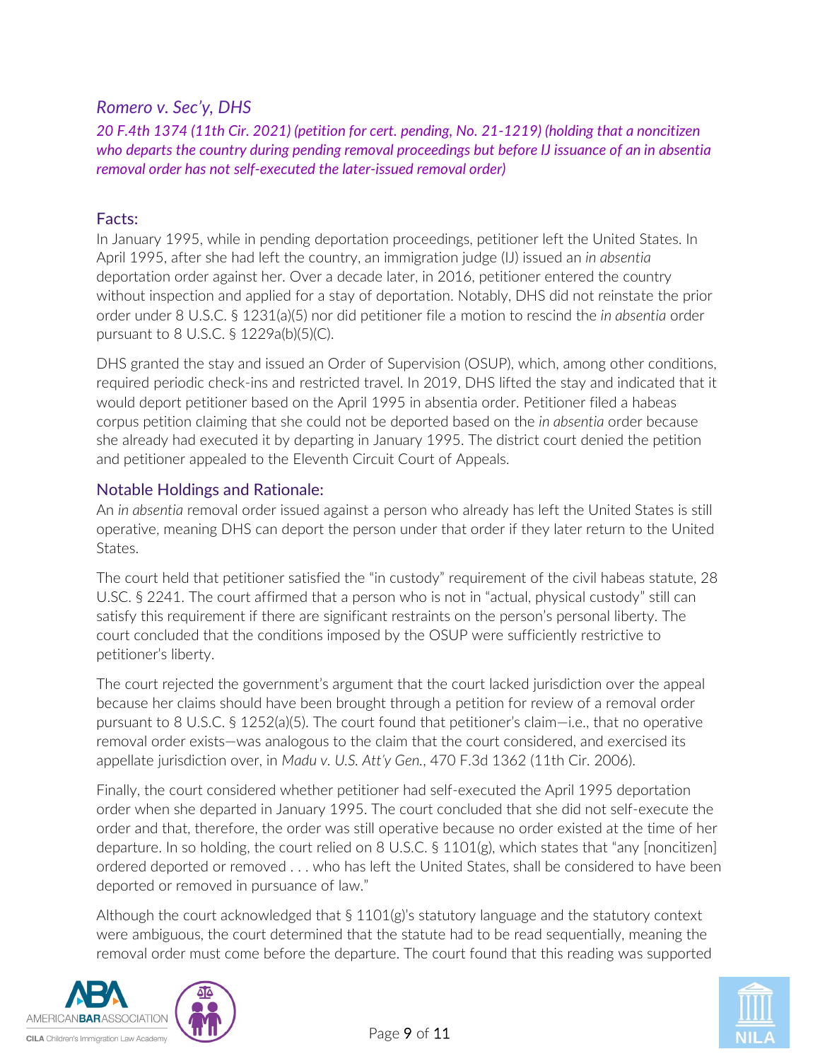## *Romero v. Sec'y, DHS*

***20 F.4th 1374 (11th Cir. 2021) (petition for cert. pending, No. 21-1219) (holding that a noncitizen who departs the country during pending removal proceedings but before IJ issuance of an in absentia removal order has not self-executed the later-issued removal order)***

### Facts:

In January 1995, while in pending deportation proceedings, petitioner left the United States. In April 1995, after she had left the country, an immigration judge (IJ) issued an *in absentia* deportation order against her. Over a decade later, in 2016, petitioner entered the country without inspection and applied for a stay of deportation. Notably, DHS did not reinstate the prior order under 8 U.S.C. § 1231(a)(5) nor did petitioner file a motion to rescind the *in absentia* order pursuant to 8 U.S.C. § 1229a(b)(5)(C).

DHS granted the stay and issued an Order of Supervision (OSUP), which, among other conditions, required periodic check-ins and restricted travel. In 2019, DHS lifted the stay and indicated that it would deport petitioner based on the April 1995 in absentia order. Petitioner filed a habeas corpus petition claiming that she could not be deported based on the *in absentia* order because she already had executed it by departing in January 1995. The district court denied the petition and petitioner appealed to the Eleventh Circuit Court of Appeals.

### Notable Holdings and Rationale:

An *in absentia* removal order issued against a person who already has left the United States is still operative, meaning DHS can deport the person under that order if they later return to the United States.

The court held that petitioner satisfied the "in custody" requirement of the civil habeas statute, 28 U.SC. § 2241. The court affirmed that a person who is not in "actual, physical custody" still can satisfy this requirement if there are significant restraints on the person's personal liberty. The court concluded that the conditions imposed by the OSUP were sufficiently restrictive to petitioner's liberty.

The court rejected the government's argument that the court lacked jurisdiction over the appeal because her claims should have been brought through a petition for review of a removal order pursuant to 8 U.S.C. § 1252(a)(5). The court found that petitioner's claim—i.e., that no operative removal order exists—was analogous to the claim that the court considered, and exercised its appellate jurisdiction over, in *Madu v. U.S. Att'y Gen.*, 470 F.3d 1362 (11th Cir. 2006).

Finally, the court considered whether petitioner had self-executed the April 1995 deportation order when she departed in January 1995. The court concluded that she did not self-execute the order and that, therefore, the order was still operative because no order existed at the time of her departure. In so holding, the court relied on 8 U.S.C. § 1101(g), which states that "any [noncitizen] ordered deported or removed . . . who has left the United States, shall be considered to have been deported or removed in pursuance of law."

Although the court acknowledged that § 1101(g)'s statutory language and the statutory context were ambiguous, the court determined that the statute had to be read sequentially, meaning the removal order must come before the departure. The court found that this reading was supported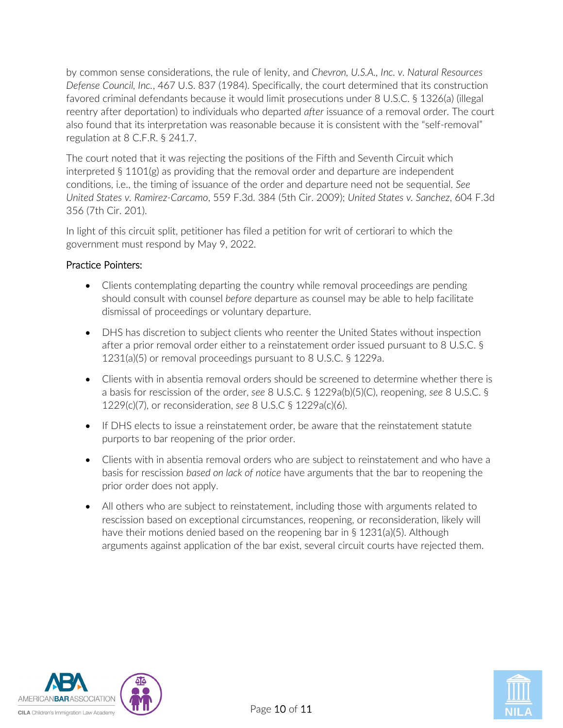by common sense considerations, the rule of lenity, and *Chevron, U.S.A., Inc. v. Natural Resources Defense Council, Inc.*, 467 U.S. 837 (1984). Specifically, the court determined that its construction favored criminal defendants because it would limit prosecutions under 8 U.S.C. § 1326(a) (illegal reentry after deportation) to individuals who departed *after* issuance of a removal order. The court also found that its interpretation was reasonable because it is consistent with the "self-removal" regulation at 8 C.F.R. § 241.7.

The court noted that it was rejecting the positions of the Fifth and Seventh Circuit which interpreted § 1101(g) as providing that the removal order and departure are independent conditions, i.e., the timing of issuance of the order and departure need not be sequential. *See United States v. Ramirez-Carcamo*, 559 F.3d. 384 (5th Cir. 2009); *United States v. Sanchez*, 604 F.3d 356 (7th Cir. 201).

In light of this circuit split, petitioner has filed a petition for writ of certiorari to which the government must respond by May 9, 2022.

### Practice Pointers:

- Clients contemplating departing the country while removal proceedings are pending should consult with counsel *before* departure as counsel may be able to help facilitate dismissal of proceedings or voluntary departure.
- DHS has discretion to subject clients who reenter the United States without inspection after a prior removal order either to a reinstatement order issued pursuant to 8 U.S.C. § 1231(a)(5) or removal proceedings pursuant to 8 U.S.C. § 1229a.
- Clients with in absentia removal orders should be screened to determine whether there is a basis for rescission of the order, *see* 8 U.S.C. § 1229a(b)(5)(C), reopening, *see* 8 U.S.C. § 1229(c)(7), or reconsideration, *see* 8 U.S.C § 1229a(c)(6).
- If DHS elects to issue a reinstatement order, be aware that the reinstatement statute purports to bar reopening of the prior order.
- Clients with in absentia removal orders who are subject to reinstatement and who have a basis for rescission *based on lack of notice* have arguments that the bar to reopening the prior order does not apply.
- All others who are subject to reinstatement, including those with arguments related to rescission based on exceptional circumstances, reopening, or reconsideration, likely will have their motions denied based on the reopening bar in § 1231(a)(5). Although arguments against application of the bar exist, several circuit courts have rejected them.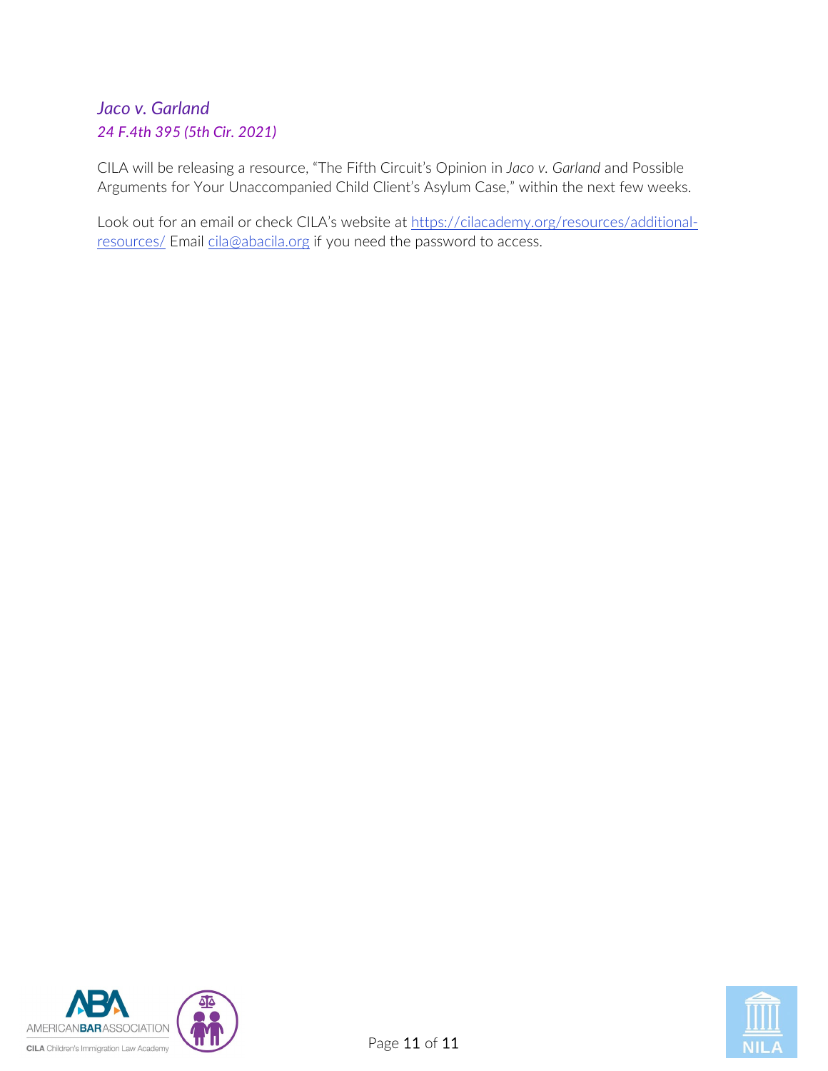### *Jaco v. Garland*
#### *24 F.4th 395 (5th Cir. 2021)*

CILA will be releasing a resource, "The Fifth Circuit's Opinion in *Jaco v. Garland* and Possible Arguments for Your Unaccompanied Child Client's Asylum Case," within the next few weeks.

Look out for an email or check CILA's website at https://cilacademy.org/resources/additional-resources/ Email cila@abacila.org if you need the password to access.